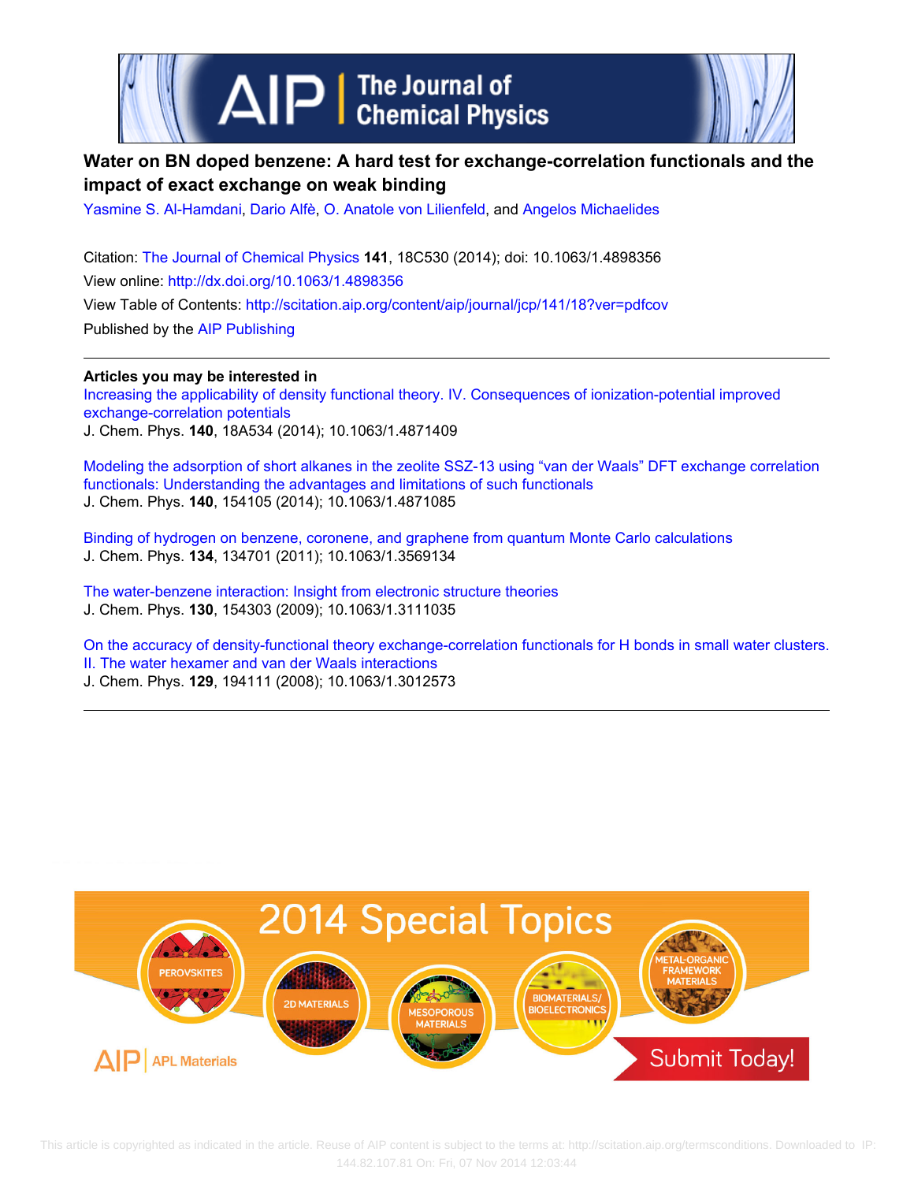# Water on BN doped benzene: A hard test for exchange-correlation functionals and the impact of exact exchange on weak binding

Yasmine S. Al-Hamdani, Dario Alfè, O. Anatole von Lilienfeld, and Angelos Michaelides

Citation: The Journal of Chemical Physics **141**, 18C530 (2014); doi: 10.1063/1.4898356

View online: http://dx.doi.org/10.1063/1.4898356

View Table of Contents: http://scitation.aip.org/content/aip/journal/jcp/141/18?ver=pdfcov

Published by the AIP Publishing

---

**Articles you may be interested in**

Increasing the applicability of density functional theory. IV. Consequences of ionization-potential improved exchange-correlation potentials
J. Chem. Phys. **140**, 18A534 (2014); 10.1063/1.4871409

Modeling the adsorption of short alkanes in the zeolite SSZ-13 using "van der Waals" DFT exchange correlation functionals: Understanding the advantages and limitations of such functionals
J. Chem. Phys. **140**, 154105 (2014); 10.1063/1.4871085

Binding of hydrogen on benzene, coronene, and graphene from quantum Monte Carlo calculations
J. Chem. Phys. **134**, 134701 (2011); 10.1063/1.3569134

The water-benzene interaction: Insight from electronic structure theories
J. Chem. Phys. **130**, 154303 (2009); 10.1063/1.3111035

On the accuracy of density-functional theory exchange-correlation functionals for H bonds in small water clusters. II. The water hexamer and van der Waals interactions
J. Chem. Phys. **129**, 194111 (2008); 10.1063/1.3012573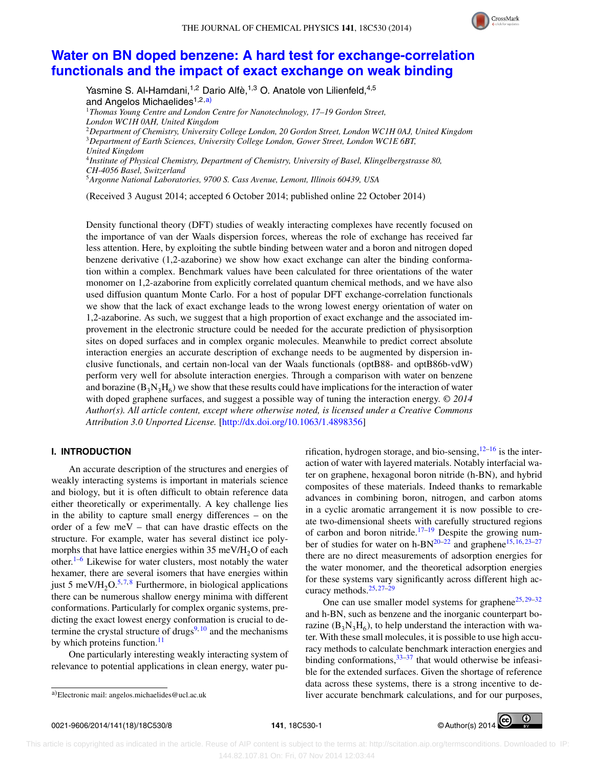# Water on BN doped benzene: A hard test for exchange-correlation functionals and the impact of exact exchange on weak binding

Yasmine S. Al-Hamdani,[1,2] Dario Alfè,[1,3] O. Anatole von Lilienfeld,[4,5] and Angelos Michaelides[1,2,a)]

[1]*Thomas Young Centre and London Centre for Nanotechnology, 17–19 Gordon Street, London WC1H 0AH, United Kingdom*
[2]*Department of Chemistry, University College London, 20 Gordon Street, London WC1H 0AJ, United Kingdom*
[3]*Department of Earth Sciences, University College London, Gower Street, London WC1E 6BT, United Kingdom*
[4]*Institute of Physical Chemistry, Department of Chemistry, University of Basel, Klingelbergstrasse 80, CH-4056 Basel, Switzerland*
[5]*Argonne National Laboratories, 9700 S. Cass Avenue, Lemont, Illinois 60439, USA*

(Received 3 August 2014; accepted 6 October 2014; published online 22 October 2014)

Density functional theory (DFT) studies of weakly interacting complexes have recently focused on the importance of van der Waals dispersion forces, whereas the role of exchange has received far less attention. Here, by exploiting the subtle binding between water and a boron and nitrogen doped benzene derivative (1,2-azaborine) we show how exact exchange can alter the binding conformation within a complex. Benchmark values have been calculated for three orientations of the water monomer on 1,2-azaborine from explicitly correlated quantum chemical methods, and we have also used diffusion quantum Monte Carlo. For a host of popular DFT exchange-correlation functionals we show that the lack of exact exchange leads to the wrong lowest energy orientation of water on 1,2-azaborine. As such, we suggest that a high proportion of exact exchange and the associated improvement in the electronic structure could be needed for the accurate prediction of physisorption sites on doped surfaces and in complex organic molecules. Meanwhile to predict correct absolute interaction energies an accurate description of exchange needs to be augmented by dispersion inclusive functionals, and certain non-local van der Waals functionals (optB88- and optB86b-vdW) perform very well for absolute interaction energies. Through a comparison with water on benzene and borazine ($B_3N_3H_6$) we show that these results could have implications for the interaction of water with doped graphene surfaces, and suggest a possible way of tuning the interaction energy. *© 2014 Author(s). All article content, except where otherwise noted, is licensed under a Creative Commons Attribution 3.0 Unported License.* [http://dx.doi.org/10.1063/1.4898356]

## I. INTRODUCTION

An accurate description of the structures and energies of weakly interacting systems is important in materials science and biology, but it is often difficult to obtain reference data either theoretically or experimentally. A key challenge lies in the ability to capture small energy differences – on the order of a few meV – that can have drastic effects on the structure. For example, water has several distinct ice polymorphs that have lattice energies within 35 meV/$H_2O$ of each other.[1–6] Likewise for water clusters, most notably the water hexamer, there are several isomers that have energies within just 5 meV/$H_2O$.[5,7,8] Furthermore, in biological applications there can be numerous shallow energy minima with different conformations. Particularly for complex organic systems, predicting the exact lowest energy conformation is crucial to determine the crystal structure of drugs[9,10] and the mechanisms by which proteins function.[11]

One particularly interesting weakly interacting system of relevance to potential applications in clean energy, water purification, hydrogen storage, and bio-sensing,[12–16] is the interaction of water with layered materials. Notably interfacial water on graphene, hexagonal boron nitride (h-BN), and hybrid composites of these materials. Indeed thanks to remarkable advances in combining boron, nitrogen, and carbon atoms in a cyclic aromatic arrangement it is now possible to create two-dimensional sheets with carefully structured regions of carbon and boron nitride.[17–19] Despite the growing number of studies for water on h-BN[20–22] and graphene[15,16,23–27] there are no direct measurements of adsorption energies for the water monomer, and the theoretical adsorption energies for these systems vary significantly across different high accuracy methods.[25,27–29]

One can use smaller model systems for graphene[25,29–32] and h-BN, such as benzene and the inorganic counterpart borazine ($B_3N_3H_6$), to help understand the interaction with water. With these small molecules, it is possible to use high accuracy methods to calculate benchmark interaction energies and binding conformations,[33–37] that would otherwise be infeasible for the extended surfaces. Given the shortage of reference data across these systems, there is a strong incentive to deliver accurate benchmark calculations, and for our purposes,

a)Electronic mail: angelos.michaelides@ucl.ac.uk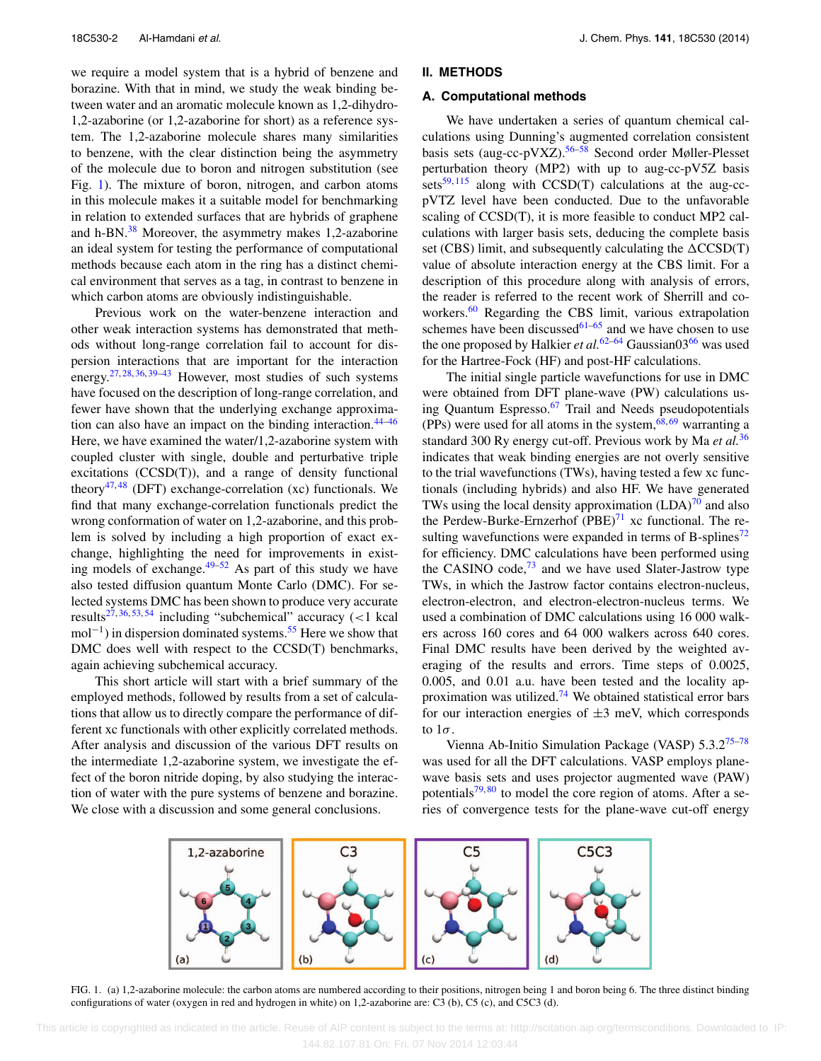we require a model system that is a hybrid of benzene and borazine. With that in mind, we study the weak binding between water and an aromatic molecule known as 1,2-dihydro-1,2-azaborine (or 1,2-azaborine for short) as a reference system. The 1,2-azaborine molecule shares many similarities to benzene, with the clear distinction being the asymmetry of the molecule due to boron and nitrogen substitution (see Fig. 1). The mixture of boron, nitrogen, and carbon atoms in this molecule makes it a suitable model for benchmarking in relation to extended surfaces that are hybrids of graphene and h-BN.[38] Moreover, the asymmetry makes 1,2-azaborine an ideal system for testing the performance of computational methods because each atom in the ring has a distinct chemical environment that serves as a tag, in contrast to benzene in which carbon atoms are obviously indistinguishable.

Previous work on the water-benzene interaction and other weak interaction systems has demonstrated that methods without long-range correlation fail to account for dispersion interactions that are important for the interaction energy.[27,28,36,39–43] However, most studies of such systems have focused on the description of long-range correlation, and fewer have shown that the underlying exchange approximation can also have an impact on the binding interaction.[44–46] Here, we have examined the water/1,2-azaborine system with coupled cluster with single, double and perturbative triple excitations (CCSD(T)), and a range of density functional theory[47,48] (DFT) exchange-correlation (xc) functionals. We find that many exchange-correlation functionals predict the wrong conformation of water on 1,2-azaborine, and this problem is solved by including a high proportion of exact exchange, highlighting the need for improvements in existing models of exchange.[49–52] As part of this study we have also tested diffusion quantum Monte Carlo (DMC). For selected systems DMC has been shown to produce very accurate results[27,36,53,54] including "subchemical" accuracy (<1 kcal mol$^{-1}$) in dispersion dominated systems.[55] Here we show that DMC does well with respect to the CCSD(T) benchmarks, again achieving subchemical accuracy.

This short article will start with a brief summary of the employed methods, followed by results from a set of calculations that allow us to directly compare the performance of different xc functionals with other explicitly correlated methods. After analysis and discussion of the various DFT results on the intermediate 1,2-azaborine system, we investigate the effect of the boron nitride doping, by also studying the interaction of water with the pure systems of benzene and borazine. We close with a discussion and some general conclusions.

## II. METHODS

### A. Computational methods

We have undertaken a series of quantum chemical calculations using Dunning's augmented correlation consistent basis sets (aug-cc-pVXZ).[56–58] Second order Møller-Plesset perturbation theory (MP2) with up to aug-cc-pV5Z basis sets[59,115] along with CCSD(T) calculations at the aug-cc-pVTZ level have been conducted. Due to the unfavorable scaling of CCSD(T), it is more feasible to conduct MP2 calculations with larger basis sets, deducing the complete basis set (CBS) limit, and subsequently calculating the ΔCCSD(T) value of absolute interaction energy at the CBS limit. For a description of this procedure along with analysis of errors, the reader is referred to the recent work of Sherrill and coworkers.[60] Regarding the CBS limit, various extrapolation schemes have been discussed[61–65] and we have chosen to use the one proposed by Halkier *et al.*[62–64] Gaussian03[66] was used for the Hartree-Fock (HF) and post-HF calculations.

The initial single particle wavefunctions for use in DMC were obtained from DFT plane-wave (PW) calculations using Quantum Espresso.[67] Trail and Needs pseudopotentials (PPs) were used for all atoms in the system,[68,69] warranting a standard 300 Ry energy cut-off. Previous work by Ma *et al.*[36] indicates that weak binding energies are not overly sensitive to the trial wavefunctions (TWs), having tested a few xc functionals (including hybrids) and also HF. We have generated TWs using the local density approximation (LDA)[70] and also the Perdew-Burke-Ernzerhof (PBE)[71] xc functional. The resulting wavefunctions were expanded in terms of B-splines[72] for efficiency. DMC calculations have been performed using the CASINO code,[73] and we have used Slater-Jastrow type TWs, in which the Jastrow factor contains electron-nucleus, electron-electron, and electron-electron-nucleus terms. We used a combination of DMC calculations using 16 000 walkers across 160 cores and 64 000 walkers across 640 cores. Final DMC results have been derived by the weighted averaging of the results and errors. Time steps of 0.0025, 0.005, and 0.01 a.u. have been tested and the locality approximation was utilized.[74] We obtained statistical error bars for our interaction energies of ±3 meV, which corresponds to 1$\sigma$.

Vienna Ab-Initio Simulation Package (VASP) 5.3.2[75–78] was used for all the DFT calculations. VASP employs plane-wave basis sets and uses projector augmented wave (PAW) potentials[79,80] to model the core region of atoms. After a series of convergence tests for the plane-wave cut-off energy

FIG. 1. (a) 1,2-azaborine molecule: the carbon atoms are numbered according to their positions, nitrogen being 1 and boron being 6. The three distinct binding configurations of water (oxygen in red and hydrogen in white) on 1,2-azaborine are: C3 (b), C5 (c), and C5C3 (d).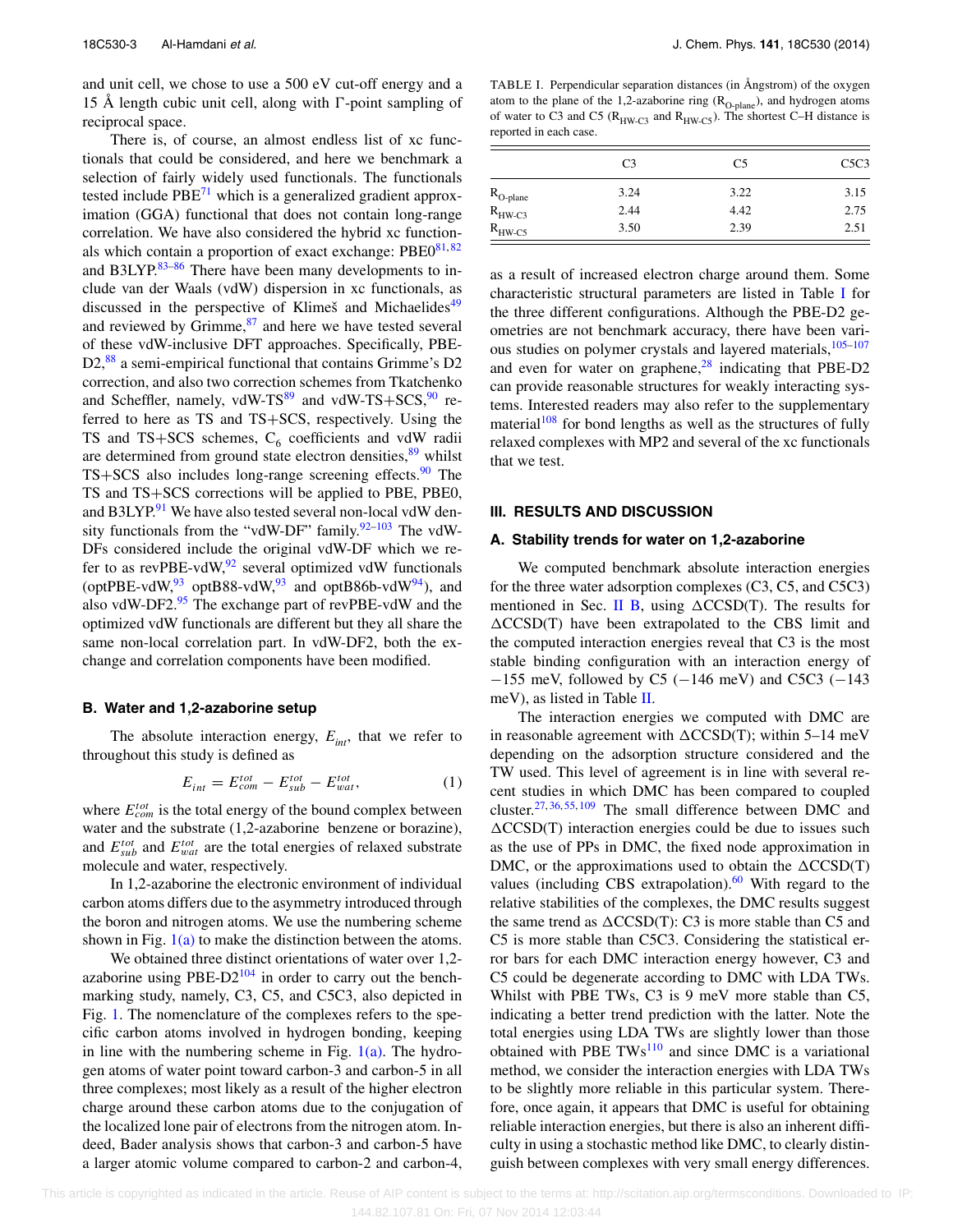and unit cell, we chose to use a 500 eV cut-off energy and a 15 Å length cubic unit cell, along with Γ-point sampling of reciprocal space.

There is, of course, an almost endless list of xc functionals that could be considered, and here we benchmark a selection of fairly widely used functionals. The functionals tested include PBE[71] which is a generalized gradient approximation (GGA) functional that does not contain long-range correlation. We have also considered the hybrid xc functionals which contain a proportion of exact exchange: PBE0[81,82] and B3LYP.[83–86] There have been many developments to include van der Waals (vdW) dispersion in xc functionals, as discussed in the perspective of Klimeš and Michaelides[49] and reviewed by Grimme,[87] and here we have tested several of these vdW-inclusive DFT approaches. Specifically, PBE-D2,[88] a semi-empirical functional that contains Grimme's D2 correction, and also two correction schemes from Tkatchenko and Scheffler, namely, vdW-TS[89] and vdW-TS+SCS,[90] referred to here as TS and TS+SCS, respectively. Using the TS and TS+SCS schemes, $C_6$ coefficients and vdW radii are determined from ground state electron densities,[89] whilst TS+SCS also includes long-range screening effects.[90] The TS and TS+SCS corrections will be applied to PBE, PBE0, and B3LYP.[91] We have also tested several non-local vdW density functionals from the "vdW-DF" family.[92–103] The vdW-DFs considered include the original vdW-DF which we refer to as revPBE-vdW,[92] several optimized vdW functionals (optPBE-vdW,[93] optB88-vdW,[93] and optB86b-vdW[94]), and also vdW-DF2.[95] The exchange part of revPBE-vdW and the optimized vdW functionals are different but they all share the same non-local correlation part. In vdW-DF2, both the exchange and correlation components have been modified.

### B. Water and 1,2-azaborine setup

The absolute interaction energy, $E_{int}$, that we refer to throughout this study is defined as

$$E_{int} = E^{tot}_{com} - E^{tot}_{sub} - E^{tot}_{wat}, \tag{1}$$

where $E^{tot}_{com}$ is the total energy of the bound complex between water and the substrate (1,2-azaborine benzene or borazine), and $E^{tot}_{sub}$ and $E^{tot}_{wat}$ are the total energies of relaxed substrate molecule and water, respectively.

In 1,2-azaborine the electronic environment of individual carbon atoms differs due to the asymmetry introduced through the boron and nitrogen atoms. We use the numbering scheme shown in Fig. 1(a) to make the distinction between the atoms.

We obtained three distinct orientations of water over 1,2-azaborine using PBE-D2[104] in order to carry out the benchmarking study, namely, C3, C5, and C5C3, also depicted in Fig. 1. The nomenclature of the complexes refers to the specific carbon atoms involved in hydrogen bonding, keeping in line with the numbering scheme in Fig. 1(a). The hydrogen atoms of water point toward carbon-3 and carbon-5 in all three complexes; most likely as a result of the higher electron charge around these carbon atoms due to the conjugation of the localized lone pair of electrons from the nitrogen atom. Indeed, Bader analysis shows that carbon-3 and carbon-5 have a larger atomic volume compared to carbon-2 and carbon-4, as a result of increased electron charge around them. Some characteristic structural parameters are listed in Table I for the three different configurations. Although the PBE-D2 geometries are not benchmark accuracy, there have been various studies on polymer crystals and layered materials,[105–107] and even for water on graphene,[28] indicating that PBE-D2 can provide reasonable structures for weakly interacting systems. Interested readers may also refer to the supplementary material[108] for bond lengths as well as the structures of fully relaxed complexes with MP2 and several of the xc functionals that we test.

TABLE I. Perpendicular separation distances (in Ångstrom) of the oxygen atom to the plane of the 1,2-azaborine ring ($R_{O\text{-plane}}$), and hydrogen atoms of water to C3 and C5 ($R_{HW\text{-}C3}$ and $R_{HW\text{-}C5}$). The shortest C–H distance is reported in each case.

| | C3 | C5 | C5C3 |
|---|---|---|---|
| $R_{O\text{-plane}}$ | 3.24 | 3.22 | 3.15 |
| $R_{HW\text{-}C3}$ | 2.44 | 4.42 | 2.75 |
| $R_{HW\text{-}C5}$ | 3.50 | 2.39 | 2.51 |

## III. RESULTS AND DISCUSSION

### A. Stability trends for water on 1,2-azaborine

We computed benchmark absolute interaction energies for the three water adsorption complexes (C3, C5, and C5C3) mentioned in Sec. II B, using ΔCCSD(T). The results for ΔCCSD(T) have been extrapolated to the CBS limit and the computed interaction energies reveal that C3 is the most stable binding configuration with an interaction energy of −155 meV, followed by C5 (−146 meV) and C5C3 (−143 meV), as listed in Table II.

The interaction energies we computed with DMC are in reasonable agreement with ΔCCSD(T); within 5–14 meV depending on the adsorption structure considered and the TW used. This level of agreement is in line with several recent studies in which DMC has been compared to coupled cluster.[27,36,55,109] The small difference between DMC and ΔCCSD(T) interaction energies could be due to issues such as the use of PPs in DMC, the fixed node approximation in DMC, or the approximations used to obtain the ΔCCSD(T) values (including CBS extrapolation).[60] With regard to the relative stabilities of the complexes, the DMC results suggest the same trend as ΔCCSD(T): C3 is more stable than C5 and C5 is more stable than C5C3. Considering the statistical error bars for each DMC interaction energy however, C3 and C5 could be degenerate according to DMC with LDA TWs. Whilst with PBE TWs, C3 is 9 meV more stable than C5, indicating a better trend prediction with the latter. Note the total energies using LDA TWs are slightly lower than those obtained with PBE TWs[110] and since DMC is a variational method, we consider the interaction energies with LDA TWs to be slightly more reliable in this particular system. Therefore, once again, it appears that DMC is useful for obtaining reliable interaction energies, but there is also an inherent difficulty in using a stochastic method like DMC, to clearly distinguish between complexes with very small energy differences.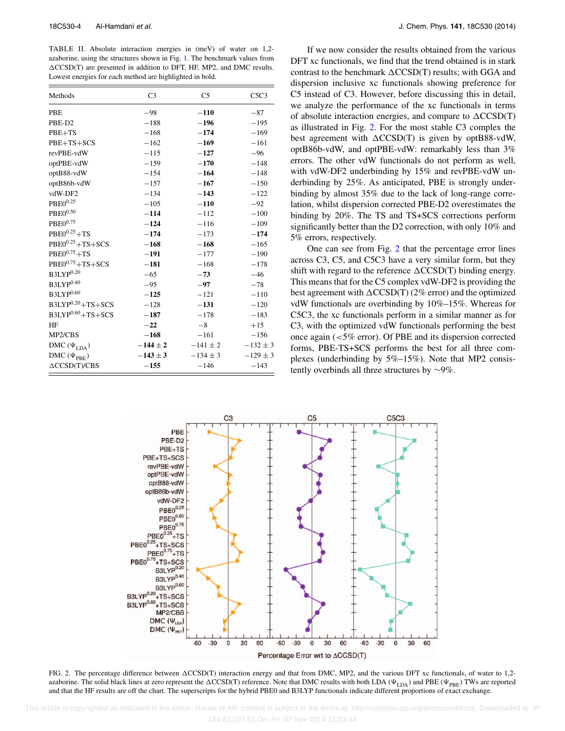TABLE II. Absolute interaction energies in (meV) of water on 1,2-azaborine, using the structures shown in Fig. 1. The benchmark values from ΔCCSD(T) are presented in addition to DFT, HF, MP2, and DMC results. Lowest energies for each method are highlighted in bold.

| Methods | C3 | C5 | C5C3 |
|---|---|---|---|
| PBE | −98 | **−110** | −87 |
| PBE-D2 | −188 | **−196** | −195 |
| PBE+TS | −168 | **−174** | −169 |
| PBE+TS+SCS | −162 | **−169** | −161 |
| revPBE-vdW | −115 | **−127** | −96 |
| optPBE-vdW | −159 | **−170** | −148 |
| optB88-vdW | −154 | **−164** | −148 |
| optB86b-vdW | −157 | **−167** | −150 |
| vdW-DF2 | −134 | **−143** | −122 |
| $PBE0^{0.25}$ | −105 | **−110** | −92 |
| $PBE0^{0.50}$ | **−114** | −112 | −100 |
| $PBE0^{0.75}$ | **−124** | −116 | −109 |
| $PBE0^{0.25}$+TS | **−174** | −173 | **−174** |
| $PBE0^{0.25}$+TS+SCS | **−168** | **−168** | −165 |
| $PBE0^{0.75}$+TS | **−191** | −177 | −190 |
| $PBE0^{0.75}$+TS+SCS | **−181** | −168 | −178 |
| $B3LYP^{0.20}$ | −65 | **−73** | −46 |
| $B3LYP^{0.40}$ | −95 | **−97** | −78 |
| $B3LYP^{0.60}$ | **−125** | −121 | −110 |
| $B3LYP^{0.20}$+TS+SCS | −128 | **−131** | −120 |
| $B3LYP^{0.60}$+TS+SCS | **−187** | −178 | −183 |
| HF | **−22** | −8 | +15 |
| MP2/CBS | **−168** | −161 | −156 |
| DMC ($\Psi_{LDA}$) | **−144 ± 2** | −141 ± 2 | −132 ± 3 |
| DMC ($\Psi_{PBE}$) | **−143 ± 3** | −134 ± 3 | −129 ± 3 |
| ΔCCSD(T)/CBS | **−155** | −146 | −143 |

If we now consider the results obtained from the various DFT xc functionals, we find that the trend obtained is in stark contrast to the benchmark ΔCCSD(T) results; with GGA and dispersion inclusive xc functionals showing preference for C5 instead of C3. However, before discussing this in detail, we analyze the performance of the xc functionals in terms of absolute interaction energies, and compare to ΔCCSD(T) as illustrated in Fig. 2. For the most stable C3 complex the best agreement with ΔCCSD(T) is given by optB88-vdW, optB86b-vdW, and optPBE-vdW: remarkably less than 3% errors. The other vdW functionals do not perform as well, with vdW-DF2 underbinding by 15% and revPBE-vdW underbinding by 25%. As anticipated, PBE is strongly underbinding by almost 35% due to the lack of long-range correlation, whilst dispersion corrected PBE-D2 overestimates the binding by 20%. The TS and TS+SCS corrections perform significantly better than the D2 correction, with only 10% and 5% errors, respectively.

One can see from Fig. 2 that the percentage error lines across C3, C5, and C5C3 have a very similar form, but they shift with regard to the reference ΔCCSD(T) binding energy. This means that for the C5 complex vdW-DF2 is providing the best agreement with ΔCCSD(T) (2% error) and the optimized vdW functionals are overbinding by 10%–15%. Whereas for C5C3, the xc functionals perform in a similar manner as for C3, with the optimized vdW functionals performing the best once again (<5% error). Of PBE and its dispersion corrected forms, PBE-TS+SCS performs the best for all three complexes (underbinding by 5%–15%). Note that MP2 consistently overbinds all three structures by ~9%.

FIG. 2. The percentage difference between ΔCCSD(T) interaction energy and that from DMC, MP2, and the various DFT xc functionals, of water to 1,2-azaborine. The solid black lines at zero represent the ΔCCSD(T) reference. Note that DMC results with both LDA ($\Psi_{LDA}$) and PBE ($\Psi_{PBE}$) TWs are reported and that the HF results are off the chart. The superscripts for the hybrid PBE0 and B3LYP functionals indicate different proportions of exact exchange.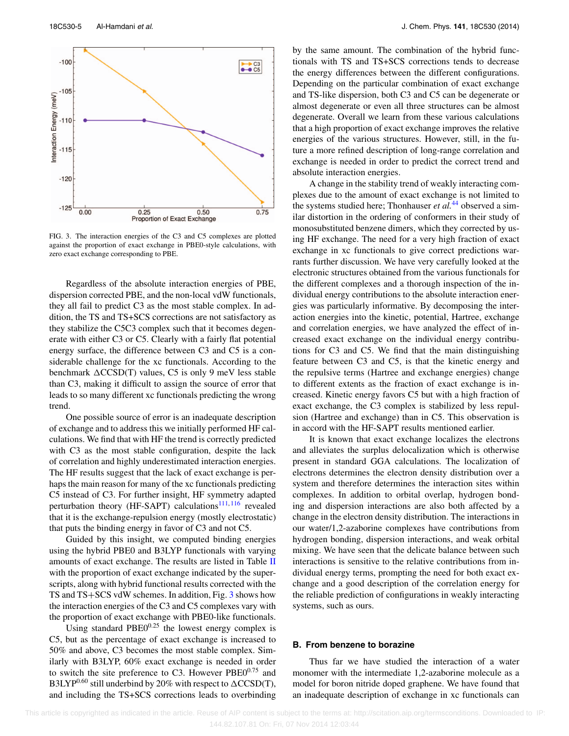FIG. 3. The interaction energies of the C3 and C5 complexes are plotted against the proportion of exact exchange in PBE0-style calculations, with zero exact exchange corresponding to PBE.

Regardless of the absolute interaction energies of PBE, dispersion corrected PBE, and the non-local vdW functionals, they all fail to predict C3 as the most stable complex. In addition, the TS and TS+SCS corrections are not satisfactory as they stabilize the C5C3 complex such that it becomes degenerate with either C3 or C5. Clearly with a fairly flat potential energy surface, the difference between C3 and C5 is a considerable challenge for the xc functionals. According to the benchmark ΔCCSD(T) values, C5 is only 9 meV less stable than C3, making it difficult to assign the source of error that leads to so many different xc functionals predicting the wrong trend.

One possible source of error is an inadequate description of exchange and to address this we initially performed HF calculations. We find that with HF the trend is correctly predicted with C3 as the most stable configuration, despite the lack of correlation and highly underestimated interaction energies. The HF results suggest that the lack of exact exchange is perhaps the main reason for many of the xc functionals predicting C5 instead of C3. For further insight, HF symmetry adapted perturbation theory (HF-SAPT) calculations[111,116] revealed that it is the exchange-repulsion energy (mostly electrostatic) that puts the binding energy in favor of C3 and not C5.

Guided by this insight, we computed binding energies using the hybrid PBE0 and B3LYP functionals with varying amounts of exact exchange. The results are listed in Table II with the proportion of exact exchange indicated by the superscripts, along with hybrid functional results corrected with the TS and TS+SCS vdW schemes. In addition, Fig. 3 shows how the interaction energies of the C3 and C5 complexes vary with the proportion of exact exchange with PBE0-like functionals.

Using standard PBE0$^{0.25}$ the lowest energy complex is C5, but as the percentage of exact exchange is increased to 50% and above, C3 becomes the most stable complex. Similarly with B3LYP, 60% exact exchange is needed in order to switch the site preference to C3. However PBE0$^{0.75}$ and B3LYP$^{0.60}$ still underbind by 20% with respect to ΔCCSD(T), and including the TS+SCS corrections leads to overbinding by the same amount. The combination of the hybrid functionals with TS and TS+SCS corrections tends to decrease the energy differences between the different configurations. Depending on the particular combination of exact exchange and TS-like dispersion, both C3 and C5 can be degenerate or almost degenerate or even all three structures can be almost degenerate. Overall we learn from these various calculations that a high proportion of exact exchange improves the relative energies of the various structures. However, still, in the future a more refined description of long-range correlation and exchange is needed in order to predict the correct trend and absolute interaction energies.

A change in the stability trend of weakly interacting complexes due to the amount of exact exchange is not limited to the systems studied here; Thonhauser *et al.*[44] observed a similar distortion in the ordering of conformers in their study of monosubstituted benzene dimers, which they corrected by using HF exchange. The need for a very high fraction of exact exchange in xc functionals to give correct predictions warrants further discussion. We have very carefully looked at the electronic structures obtained from the various functionals for the different complexes and a thorough inspection of the individual energy contributions to the absolute interaction energies was particularly informative. By decomposing the interaction energies into the kinetic, potential, Hartree, exchange and correlation energies, we have analyzed the effect of increased exact exchange on the individual energy contributions for C3 and C5. We find that the main distinguishing feature between C3 and C5, is that the kinetic energy and the repulsive terms (Hartree and exchange energies) change to different extents as the fraction of exact exchange is increased. Kinetic energy favors C5 but with a high fraction of exact exchange, the C3 complex is stabilized by less repulsion (Hartree and exchange) than in C5. This observation is in accord with the HF-SAPT results mentioned earlier.

It is known that exact exchange localizes the electrons and alleviates the surplus delocalization which is otherwise present in standard GGA calculations. The localization of electrons determines the electron density distribution over a system and therefore determines the interaction sites within complexes. In addition to orbital overlap, hydrogen bonding and dispersion interactions are also both affected by a change in the electron density distribution. The interactions in our water/1,2-azaborine complexes have contributions from hydrogen bonding, dispersion interactions, and weak orbital mixing. We have seen that the delicate balance between such interactions is sensitive to the relative contributions from individual energy terms, prompting the need for both exact exchange and a good description of the correlation energy for the reliable prediction of configurations in weakly interacting systems, such as ours.

### B. From benzene to borazine

Thus far we have studied the interaction of a water monomer with the intermediate 1,2-azaborine molecule as a model for boron nitride doped graphene. We have found that an inadequate description of exchange in xc functionals can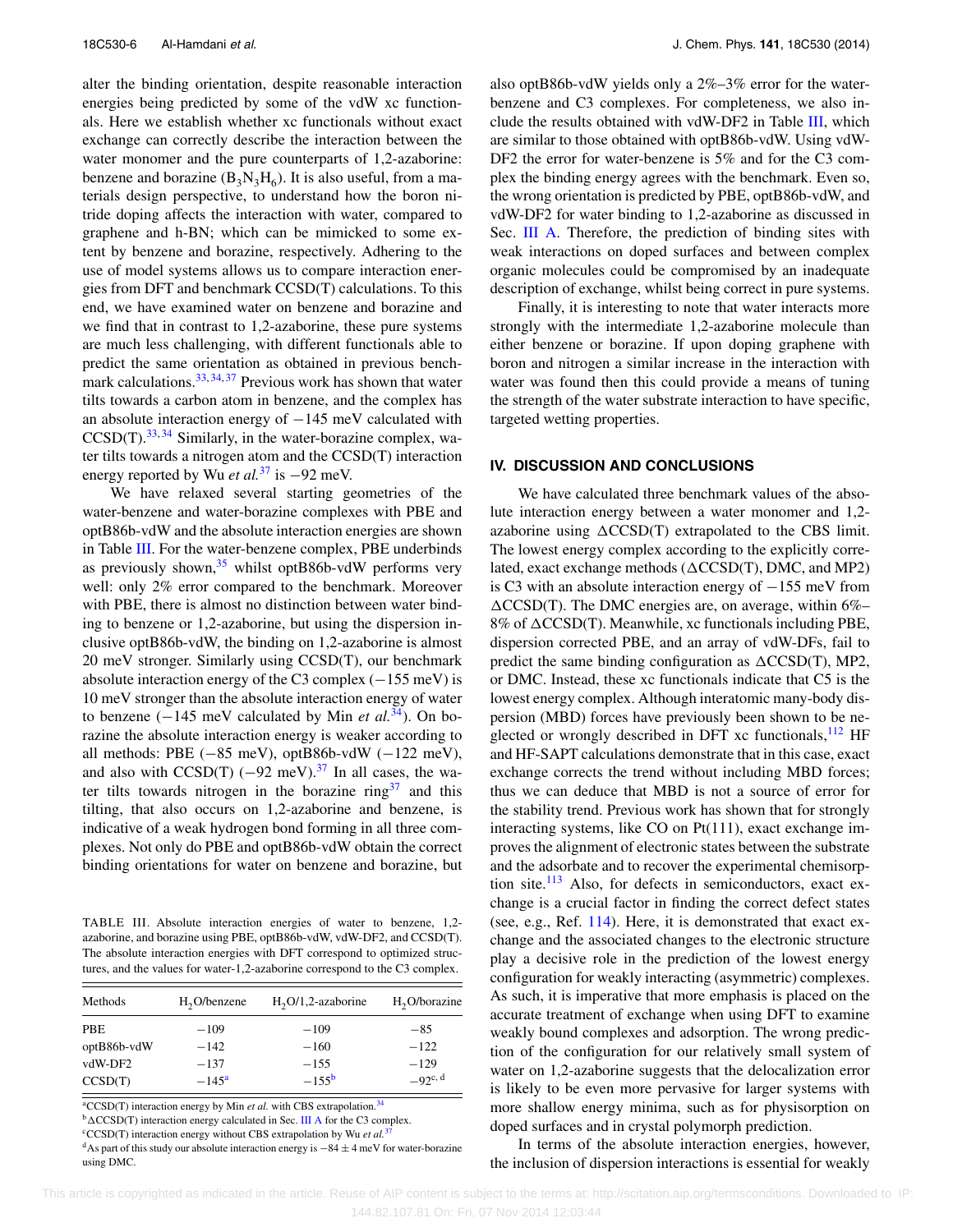alter the binding orientation, despite reasonable interaction energies being predicted by some of the vdW xc functionals. Here we establish whether xc functionals without exact exchange can correctly describe the interaction between the water monomer and the pure counterparts of 1,2-azaborine: benzene and borazine ($B_3N_3H_6$). It is also useful, from a materials design perspective, to understand how the boron nitride doping affects the interaction with water, compared to graphene and h-BN; which can be mimicked to some extent by benzene and borazine, respectively. Adhering to the use of model systems allows us to compare interaction energies from DFT and benchmark CCSD(T) calculations. To this end, we have examined water on benzene and borazine and we find that in contrast to 1,2-azaborine, these pure systems are much less challenging, with different functionals able to predict the same orientation as obtained in previous benchmark calculations.[33,34,37] Previous work has shown that water tilts towards a carbon atom in benzene, and the complex has an absolute interaction energy of −145 meV calculated with CCSD(T).[33,34] Similarly, in the water-borazine complex, water tilts towards a nitrogen atom and the CCSD(T) interaction energy reported by Wu *et al.*[37] is −92 meV.

We have relaxed several starting geometries of the water-benzene and water-borazine complexes with PBE and optB86b-vdW and the absolute interaction energies are shown in Table III. For the water-benzene complex, PBE underbinds as previously shown,[35] whilst optB86b-vdW performs very well: only 2% error compared to the benchmark. Moreover with PBE, there is almost no distinction between water binding to benzene or 1,2-azaborine, but using the dispersion inclusive optB86b-vdW, the binding on 1,2-azaborine is almost 20 meV stronger. Similarly using CCSD(T), our benchmark absolute interaction energy of the C3 complex (−155 meV) is 10 meV stronger than the absolute interaction energy of water to benzene (−145 meV calculated by Min *et al.*[34]). On borazine the absolute interaction energy is weaker according to all methods: PBE (−85 meV), optB86b-vdW (−122 meV), and also with CCSD(T) (−92 meV).[37] In all cases, the water tilts towards nitrogen in the borazine ring[37] and this tilting, that also occurs on 1,2-azaborine and benzene, is indicative of a weak hydrogen bond forming in all three complexes. Not only do PBE and optB86b-vdW obtain the correct binding orientations for water on benzene and borazine, but also optB86b-vdW yields only a 2%–3% error for the water-benzene and C3 complexes. For completeness, we also include the results obtained with vdW-DF2 in Table III, which are similar to those obtained with optB86b-vdW. Using vdW-DF2 the error for water-benzene is 5% and for the C3 complex the binding energy agrees with the benchmark. Even so, the wrong orientation is predicted by PBE, optB86b-vdW, and vdW-DF2 for water binding to 1,2-azaborine as discussed in Sec. III A. Therefore, the prediction of binding sites with weak interactions on doped surfaces and between complex organic molecules could be compromised by an inadequate description of exchange, whilst being correct in pure systems.

Finally, it is interesting to note that water interacts more strongly with the intermediate 1,2-azaborine molecule than either benzene or borazine. If upon doping graphene with boron and nitrogen a similar increase in the interaction with water was found then this could provide a means of tuning the strength of the water substrate interaction to have specific, targeted wetting properties.

TABLE III. Absolute interaction energies of water to benzene, 1,2-azaborine, and borazine using PBE, optB86b-vdW, vdW-DF2, and CCSD(T). The absolute interaction energies with DFT correspond to optimized structures, and the values for water-1,2-azaborine correspond to the C3 complex.

| Methods | $H_2O$/benzene | $H_2O$/1,2-azaborine | $H_2O$/borazine |
|---|---|---|---|
| PBE | −109 | −109 | −85 |
| optB86b-vdW | −142 | −160 | −122 |
| vdW-DF2 | −137 | −155 | −129 |
| CCSD(T) | −145[a] | −155[b] | −92[c, d] |

[a]CCSD(T) interaction energy by Min *et al.* with CBS extrapolation.[34]
[b]ΔCCSD(T) interaction energy calculated in Sec. III A for the C3 complex.
[c]CCSD(T) interaction energy without CBS extrapolation by Wu *et al.*[37]
[d]As part of this study our absolute interaction energy is −84 ± 4 meV for water-borazine using DMC.

## IV. DISCUSSION AND CONCLUSIONS

We have calculated three benchmark values of the absolute interaction energy between a water monomer and 1,2-azaborine using ΔCCSD(T) extrapolated to the CBS limit. The lowest energy complex according to the explicitly correlated, exact exchange methods (ΔCCSD(T), DMC, and MP2) is C3 with an absolute interaction energy of −155 meV from ΔCCSD(T). The DMC energies are, on average, within 6%–8% of ΔCCSD(T). Meanwhile, xc functionals including PBE, dispersion corrected PBE, and an array of vdW-DFs, fail to predict the same binding configuration as ΔCCSD(T), MP2, or DMC. Instead, these xc functionals indicate that C5 is the lowest energy complex. Although interatomic many-body dispersion (MBD) forces have previously been shown to be neglected or wrongly described in DFT xc functionals,[112] HF and HF-SAPT calculations demonstrate that in this case, exact exchange corrects the trend without including MBD forces; thus we can deduce that MBD is not a source of error for the stability trend. Previous work has shown that for strongly interacting systems, like CO on Pt(111), exact exchange improves the alignment of electronic states between the substrate and the adsorbate and to recover the experimental chemisorption site.[113] Also, for defects in semiconductors, exact exchange is a crucial factor in finding the correct defect states (see, e.g., Ref. 114). Here, it is demonstrated that exact exchange and the associated changes to the electronic structure play a decisive role in the prediction of the lowest energy configuration for weakly interacting (asymmetric) complexes. As such, it is imperative that more emphasis is placed on the accurate treatment of exchange when using DFT to examine weakly bound complexes and adsorption. The wrong prediction of the configuration for our relatively small system of water on 1,2-azaborine suggests that the delocalization error is likely to be even more pervasive for larger systems with more shallow energy minima, such as for physisorption on doped surfaces and in crystal polymorph prediction.

In terms of the absolute interaction energies, however, the inclusion of dispersion interactions is essential for weakly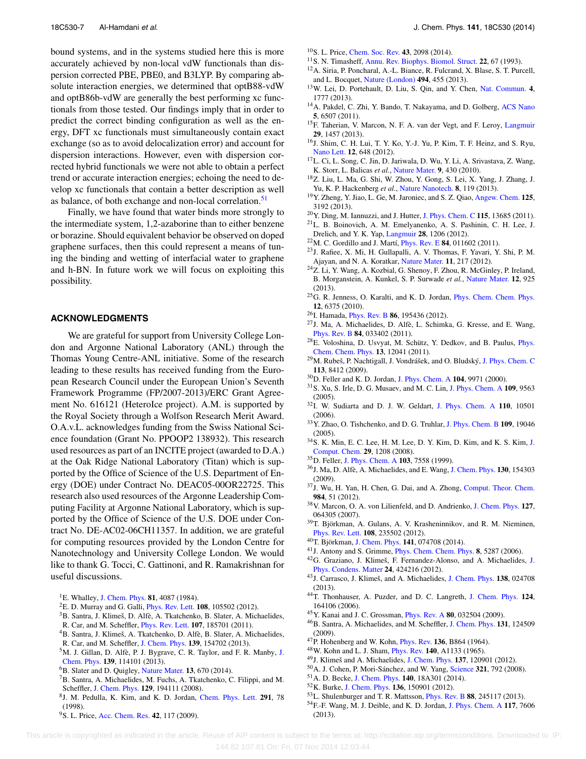bound systems, and in the systems studied here this is more accurately achieved by non-local vdW functionals than dispersion corrected PBE, PBE0, and B3LYP. By comparing absolute interaction energies, we determined that optB88-vdW and optB86b-vdW are generally the best performing xc functionals from those tested. Our findings imply that in order to predict the correct binding configuration as well as the energy, DFT xc functionals must simultaneously contain exact exchange (so as to avoid delocalization error) and account for dispersion interactions. However, even with dispersion corrected hybrid functionals we were not able to obtain a perfect trend or accurate interaction energies; echoing the need to develop xc functionals that contain a better description as well as balance, of both exchange and non-local correlation.[51]

Finally, we have found that water binds more strongly to the intermediate system, 1,2-azaborine than to either benzene or borazine. Should equivalent behavior be observed on doped graphene surfaces, then this could represent a means of tuning the binding and wetting of interfacial water to graphene and h-BN. In future work we will focus on exploiting this possibility.

## ACKNOWLEDGMENTS

We are grateful for support from University College London and Argonne National Laboratory (ANL) through the Thomas Young Centre-ANL initiative. Some of the research leading to these results has received funding from the European Research Council under the European Union's Seventh Framework Programme (FP/2007-2013)/ERC Grant Agreement No. 616121 (HeteroIce project). A.M. is supported by the Royal Society through a Wolfson Research Merit Award. O.A.v.L. acknowledges funding from the Swiss National Science foundation (Grant No. PPOOP2 138932). This research used resources as part of an INCITE project (awarded to D.A.) at the Oak Ridge National Laboratory (Titan) which is supported by the Office of Science of the U.S. Department of Energy (DOE) under Contract No. DEAC05-00OR22725. This research also used resources of the Argonne Leadership Computing Facility at Argonne National Laboratory, which is supported by the Office of Science of the U.S. DOE under Contract No. DE-AC02-06CH11357. In addition, we are grateful for computing resources provided by the London Centre for Nanotechnology and University College London. We would like to thank G. Tocci, C. Gattinoni, and R. Ramakrishnan for useful discussions.

[1] E. Whalley, J. Chem. Phys. **81**, 4087 (1984).
[2] E. D. Murray and G. Galli, Phys. Rev. Lett. **108**, 105502 (2012).
[3] B. Santra, J. Klimeš, D. Alfè, A. Tkatchenko, B. Slater, A. Michaelides, R. Car, and M. Scheffler, Phys. Rev. Lett. **107**, 185701 (2011).
[4] B. Santra, J. Klimeš, A. Tkatchenko, D. Alfè, B. Slater, A. Michaelides, R. Car, and M. Scheffler, J. Chem. Phys. **139**, 154702 (2013).
[5] M. J. Gillan, D. Alfè, P. J. Bygrave, C. R. Taylor, and F. R. Manby, J. Chem. Phys. **139**, 114101 (2013).
[6] B. Slater and D. Quigley, Nature Mater. **13**, 670 (2014).
[7] B. Santra, A. Michaelides, M. Fuchs, A. Tkatchenko, C. Filippi, and M. Scheffler, J. Chem. Phys. **129**, 194111 (2008).
[8] J. M. Pedulla, K. Kim, and K. D. Jordan, Chem. Phys. Lett. **291**, 78 (1998).
[9] S. L. Price, Acc. Chem. Res. **42**, 117 (2009).
[10] S. L. Price, Chem. Soc. Rev. **43**, 2098 (2014).
[11] S. N. Timasheff, Annu. Rev. Biophys. Biomol. Struct. **22**, 67 (1993).
[12] A. Siria, P. Poncharal, A.-L. Biance, R. Fulcrand, X. Blase, S. T. Purcell, and L. Bocquet, Nature (London) **494**, 455 (2013).
[13] W. Lei, D. Portehault, D. Liu, S. Qin, and Y. Chen, Nat. Commun. **4**, 1777 (2013).
[14] A. Pakdel, C. Zhi, Y. Bando, T. Nakayama, and D. Golberg, ACS Nano **5**, 6507 (2011).
[15] F. Taherian, V. Marcon, N. F. A. van der Vegt, and F. Leroy, Langmuir **29**, 1457 (2013).
[16] J. Shim, C. H. Lui, T. Y. Ko, Y.-J. Yu, P. Kim, T. F. Heinz, and S. Ryu, Nano Lett. **12**, 648 (2012).
[17] L. Ci, L. Song, C. Jin, D. Jariwala, D. Wu, Y. Li, A. Srivastava, Z. Wang, K. Storr, L. Balicas *et al.*, Nature Mater. **9**, 430 (2010).
[18] Z. Liu, L. Ma, G. Shi, W. Zhou, Y. Gong, S. Lei, X. Yang, J. Zhang, J. Yu, K. P. Hackenberg *et al.*, Nature Nanotech. **8**, 119 (2013).
[19] Y. Zheng, Y. Jiao, L. Ge, M. Jaroniec, and S. Z. Qiao, Angew. Chem. **125**, 3192 (2013).
[20] Y. Ding, M. Iannuzzi, and J. Hutter, J. Phys. Chem. C **115**, 13685 (2011).
[21] L. B. Boinovich, A. M. Emelyanenko, A. S. Pashinin, C. H. Lee, J. Drelich, and Y. K. Yap, Langmuir **28**, 1206 (2012).
[22] M. C. Gordillo and J. Martí, Phys. Rev. E **84**, 011602 (2011).
[23] J. Rafiee, X. Mi, H. Gullapalli, A. V. Thomas, F. Yavari, Y. Shi, P. M. Ajayan, and N. A. Koratkar, Nature Mater. **11**, 217 (2012).
[24] Z. Li, Y. Wang, A. Kozbial, G. Shenoy, F. Zhou, R. McGinley, P. Ireland, B. Morganstein, A. Kunkel, S. P. Surwade *et al.*, Nature Mater. **12**, 925 (2013).
[25] G. R. Jenness, O. Karalti, and K. D. Jordan, Phys. Chem. Chem. Phys. **12**, 6375 (2010).
[26] I. Hamada, Phys. Rev. B **86**, 195436 (2012).
[27] J. Ma, A. Michaelides, D. Alfè, L. Schimka, G. Kresse, and E. Wang, Phys. Rev. B **84**, 033402 (2011).
[28] E. Voloshina, D. Usvyat, M. Schütz, Y. Dedkov, and B. Paulus, Phys. Chem. Chem. Phys. **13**, 12041 (2011).
[29] M. Rubeš, P. Nachtigall, J. Vondrášek, and O. Bludský, J. Phys. Chem. C **113**, 8412 (2009).
[30] D. Feller and K. D. Jordan, J. Phys. Chem. A **104**, 9971 (2000).
[31] S. Xu, S. Irle, D. G. Musaev, and M. C. Lin, J. Phys. Chem. A **109**, 9563 (2005).
[32] I. W. Sudiarta and D. J. W. Geldart, J. Phys. Chem. A **110**, 10501 (2006).
[33] Y. Zhao, O. Tishchenko, and D. G. Truhlar, J. Phys. Chem. B **109**, 19046 (2005).
[34] S. K. Min, E. C. Lee, H. M. Lee, D. Y. Kim, D. Kim, and K. S. Kim, J. Comput. Chem. **29**, 1208 (2008).
[35] D. Feller, J. Phys. Chem. A **103**, 7558 (1999).
[36] J. Ma, D. Alfè, A. Michaelides, and E. Wang, J. Chem. Phys. **130**, 154303 (2009).
[37] J. Wu, H. Yan, H. Chen, G. Dai, and A. Zhong, Comput. Theor. Chem. **984**, 51 (2012).
[38] V. Marcon, O. A. von Lilienfeld, and D. Andrienko, J. Chem. Phys. **127**, 064305 (2007).
[39] T. Björkman, A. Gulans, A. V. Krasheninnikov, and R. M. Nieminen, Phys. Rev. Lett. **108**, 235502 (2012).
[40] T. Björkman, J. Chem. Phys. **141**, 074708 (2014).
[41] J. Antony and S. Grimme, Phys. Chem. Chem. Phys. **8**, 5287 (2006).
[42] G. Graziano, J. Klimeš, F. Fernandez-Alonso, and A. Michaelides, J. Phys. Condens. Matter **24**, 424216 (2012).
[43] J. Carrasco, J. Klimeš, and A. Michaelides, J. Chem. Phys. **138**, 024708 (2013).
[44] T. Thonhauser, A. Puzder, and D. C. Langreth, J. Chem. Phys. **124**, 164106 (2006).
[45] Y. Kanai and J. C. Grossman, Phys. Rev. A **80**, 032504 (2009).
[46] B. Santra, A. Michaelides, and M. Scheffler, J. Chem. Phys. **131**, 124509 (2009).
[47] P. Hohenberg and W. Kohn, Phys. Rev. **136**, B864 (1964).
[48] W. Kohn and L. J. Sham, Phys. Rev. **140**, A1133 (1965).
[49] J. Klimeš and A. Michaelides, J. Chem. Phys. **137**, 120901 (2012).
[50] A. J. Cohen, P. Mori-Sánchez, and W. Yang, Science **321**, 792 (2008).
[51] A. D. Becke, J. Chem. Phys. **140**, 18A301 (2014).
[52] K. Burke, J. Chem. Phys. **136**, 150901 (2012).
[53] L. Shulenburger and T. R. Mattsson, Phys. Rev. B **88**, 245117 (2013).
[54] F.-F. Wang, M. J. Deible, and K. D. Jordan, J. Phys. Chem. A **117**, 7606 (2013).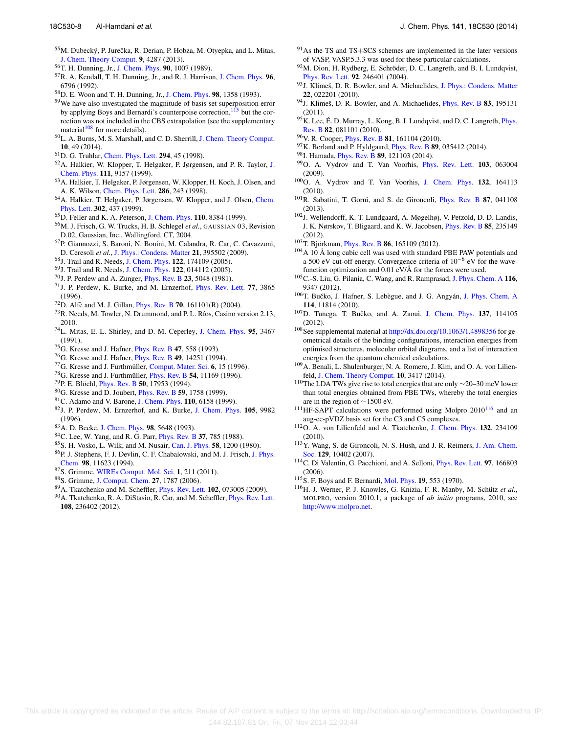[55] M. Dubecký, P. Jurečka, R. Derian, P. Hobza, M. Otyepka, and L. Mitas, J. Chem. Theory Comput. **9**, 4287 (2013).

[56] T. H. Dunning, Jr., J. Chem. Phys. **90**, 1007 (1989).

[57] R. A. Kendall, T. H. Dunning, Jr., and R. J. Harrison, J. Chem. Phys. **96**, 6796 (1992).

[58] D. E. Woon and T. H. Dunning, Jr., J. Chem. Phys. **98**, 1358 (1993).

[59] We have also investigated the magnitude of basis set superposition error by applying Boys and Bernardi's counterpoise correction,[115] but the correction was not included in the CBS extrapolation (see the supplementary material[108] for more details).

[60] L. A. Burns, M. S. Marshall, and C. D. Sherrill, J. Chem. Theory Comput. **10**, 49 (2014).

[61] D. G. Truhlar, Chem. Phys. Lett. **294**, 45 (1998).

[62] A. Halkier, W. Klopper, T. Helgaker, P. Jørgensen, and P. R. Taylor, J. Chem. Phys. **111**, 9157 (1999).

[63] A. Halkier, T. Helgaker, P. Jørgensen, W. Klopper, H. Koch, J. Olsen, and A. K. Wilson, Chem. Phys. Lett. **286**, 243 (1998).

[64] A. Halkier, T. Helgaker, P. Jørgensen, W. Klopper, and J. Olsen, Chem. Phys. Lett. **302**, 437 (1999).

[65] D. Feller and K. A. Peterson, J. Chem. Phys. **110**, 8384 (1999).

[66] M. J. Frisch, G. W. Trucks, H. B. Schlegel *et al.*, GAUSSIAN 03, Revision D.02, Gaussian, Inc., Wallingford, CT, 2004.

[67] P. Giannozzi, S. Baroni, N. Bonini, M. Calandra, R. Car, C. Cavazzoni, D. Ceresoli *et al.*, J. Phys.: Condens. Matter **21**, 395502 (2009).

[68] J. Trail and R. Needs, J. Chem. Phys. **122**, 174109 (2005).

[69] J. Trail and R. Needs, J. Chem. Phys. **122**, 014112 (2005).

[70] J. P. Perdew and A. Zunger, Phys. Rev. B **23**, 5048 (1981).

[71] J. P. Perdew, K. Burke, and M. Ernzerhof, Phys. Rev. Lett. **77**, 3865 (1996).

[72] D. Alfè and M. J. Gillan, Phys. Rev. B **70**, 161101(R) (2004).

[73] R. Needs, M. Towler, N. Drummond, and P. L. Ríos, Casino version 2.13, 2010.

[74] L. Mitas, E. L. Shirley, and D. M. Ceperley, J. Chem. Phys. **95**, 3467 (1991).

[75] G. Kresse and J. Hafner, Phys. Rev. B **47**, 558 (1993).

[76] G. Kresse and J. Hafner, Phys. Rev. B **49**, 14251 (1994).

[77] G. Kresse and J. Furthmüller, Comput. Mater. Sci. **6**, 15 (1996).

[78] G. Kresse and J. Furthmüller, Phys. Rev. B **54**, 11169 (1996).

[79] P. E. Blöchl, Phys. Rev. B **50**, 17953 (1994).

[80] G. Kresse and D. Joubert, Phys. Rev. B **59**, 1758 (1999).

[81] C. Adamo and V. Barone, J. Chem. Phys. **110**, 6158 (1999).

[82] J. P. Perdew, M. Ernzerhof, and K. Burke, J. Chem. Phys. **105**, 9982 (1996).

[83] A. D. Becke, J. Chem. Phys. **98**, 5648 (1993).

[84] C. Lee, W. Yang, and R. G. Parr, Phys. Rev. B **37**, 785 (1988).

[85] S. H. Vosko, L. Wilk, and M. Nusair, Can. J. Phys. **58**, 1200 (1980).

[86] P. J. Stephens, J. F. Devlin, C. F. Chabalowski, and M. J. Frisch, J. Phys. Chem. **98**, 11623 (1994).

[87] S. Grimme, WIREs Comput. Mol. Sci. **1**, 211 (2011).

[88] S. Grimme, J. Comput. Chem. **27**, 1787 (2006).

[89] A. Tkatchenko and M. Scheffler, Phys. Rev. Lett. **102**, 073005 (2009).

[90] A. Tkatchenko, R. A. DiStasio, R. Car, and M. Scheffler, Phys. Rev. Lett. **108**, 236402 (2012).

[91] As the TS and TS+SCS schemes are implemented in the later versions of VASP, VASP.5.3.3 was used for these particular calculations.

[92] M. Dion, H. Rydberg, E. Schröder, D. C. Langreth, and B. I. Lundqvist, Phys. Rev. Lett. **92**, 246401 (2004).

[93] J. Klimeš, D. R. Bowler, and A. Michaelides, J. Phys.: Condens. Matter **22**, 022201 (2010).

[94] J. Klimeš, D. R. Bowler, and A. Michaelides, Phys. Rev. B **83**, 195131 (2011).

[95] K. Lee, É. D. Murray, L. Kong, B. I. Lundqvist, and D. C. Langreth, Phys. Rev. B **82**, 081101 (2010).

[96] V. R. Cooper, Phys. Rev. B **81**, 161104 (2010).

[97] K. Berland and P. Hyldgaard, Phys. Rev. B **89**, 035412 (2014).

[98] I. Hamada, Phys. Rev. B **89**, 121103 (2014).

[99] O. A. Vydrov and T. Van Voorhis, Phys. Rev. Lett. **103**, 063004 (2009).

[100] O. A. Vydrov and T. Van Voorhis, J. Chem. Phys. **132**, 164113 (2010).

[101] R. Sabatini, T. Gorni, and S. de Gironcoli, Phys. Rev. B **87**, 041108 (2013).

[102] J. Wellendorff, K. T. Lundgaard, A. Møgelhøj, V. Petzold, D. D. Landis, J. K. Nørskov, T. Bligaard, and K. W. Jacobsen, Phys. Rev. B **85**, 235149 (2012).

[103] T. Björkman, Phys. Rev. B **86**, 165109 (2012).

[104] A 10 Å long cubic cell was used with standard PBE PAW potentials and a 500 eV cut-off energy. Convergence criteria of $10^{-6}$ eV for the wavefunction optimization and 0.01 eV/Å for the forces were used.

[105] C.-S. Liu, G. Pilania, C. Wang, and R. Ramprasad, J. Phys. Chem. A **116**, 9347 (2012).

[106] T. Bučko, J. Hafner, S. Lebègue, and J. G. Angyán, J. Phys. Chem. A **114**, 11814 (2010).

[107] D. Tunega, T. Bučko, and A. Zaoui, J. Chem. Phys. **137**, 114105 (2012).

[108] See supplemental material at http://dx.doi.org/10.1063/1.4898356 for geometrical details of the binding configurations, interaction energies from optimised structures, molecular orbital diagrams, and a list of interaction energies from the quantum chemical calculations.

[109] A. Benali, L. Shulenburger, N. A. Romero, J. Kim, and O. A. von Lilienfeld, J. Chem. Theory Comput. **10**, 3417 (2014).

[110] The LDA TWs give rise to total energies that are only ~20–30 meV lower than total energies obtained from PBE TWs, whereby the total energies are in the region of ~1500 eV.

[111] HF-SAPT calculations were performed using Molpro 2010[116] and an aug-cc-pVDZ basis set for the C3 and C5 complexes.

[112] O. A. von Lilienfeld and A. Tkatchenko, J. Chem. Phys. **132**, 234109 (2010).

[113] Y. Wang, S. de Gironcoli, N. S. Hush, and J. R. Reimers, J. Am. Chem. Soc. **129**, 10402 (2007).

[114] C. Di Valentin, G. Pacchioni, and A. Selloni, Phys. Rev. Lett. **97**, 166803 (2006).

[115] S. F. Boys and F. Bernardi, Mol. Phys. **19**, 553 (1970).

[116] H.-J. Werner, P. J. Knowles, G. Knizia, F. R. Manby, M. Schütz *et al.*, MOLPRO, version 2010.1, a package of *ab initio* programs, 2010, see http://www.molpro.net.